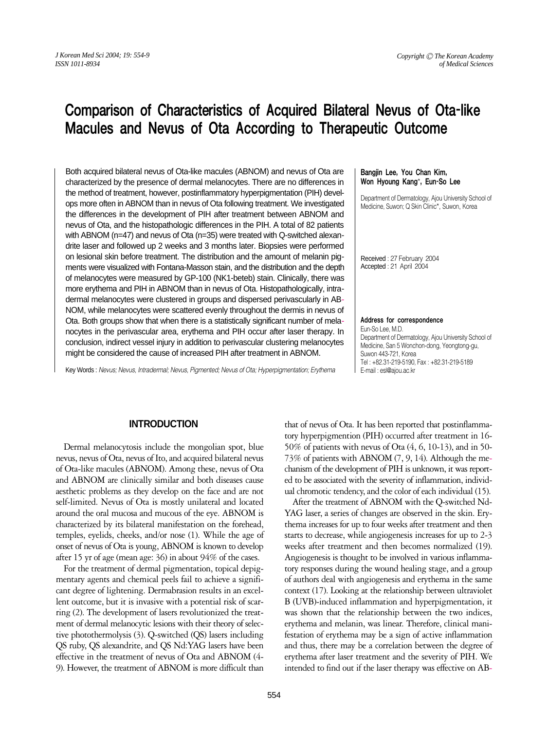# Comparison of Characteristics of Acquired Bilateral Nevus of Ota-like Macules and Nevus of Ota According to Therapeutic Outcome

Both acquired bilateral nevus of Ota-like macules (ABNOM) and nevus of Ota are characterized by the presence of dermal melanocytes. There are no differences in the method of treatment, however, postinflammatory hyperpigmentation (PIH) develops more often in ABNOM than in nevus of Ota following treatment. We investigated the differences in the development of PIH after treatment between ABNOM and nevus of Ota, and the histopathologic differences in the PIH. A total of 82 patients with ABNOM (n=47) and nevus of Ota (n=35) were treated with Q-switched alexandrite laser and followed up 2 weeks and 3 months later. Biopsies were performed on lesional skin before treatment. The distribution and the amount of melanin pigments were visualized with Fontana-Masson stain, and the distribution and the depth of melanocytes were measured by GP-100 (NK1-beteb) stain. Clinically, there was more erythema and PIH in ABNOM than in nevus of Ota. Histopathologically, intradermal melanocytes were clustered in groups and dispersed perivascularly in ABNOM, while melanocytes were scattered evenly throughout the dermis in nevus of Ota. Both groups show that when there is a statistically significant number of melanocytes in the perivascular area, erythema and PIH occur after laser therapy. In conclusion, indirect vessel injury in addition to perivascular clustering melanocytes might be considered the cause of increased PIH after treatment in ABNOM.

Key Words : *Nevus; Nevus, Intradermal; Nevus, Pigmented; Nevus of Ota; Hyperpigmentation; Erythema*

**Bangjin Lee, You Chan Kim, Won Hyoung Kang*, Eun-So Lee**

Department of Dermatology, Ajou University School of Medicine, Suwon; Q Skin Clinic*, Suwon, Korea

Received : 27 February 2004
Accepted : 21 April 2004

**Address for correspondence**
Eun-So Lee, M.D.
Department of Dermatology, Ajou University School of Medicine, San 5 Wonchon-dong, Yeongtong-gu, Suwon 443-721, Korea
Tel : +82.31-219-5190, Fax : +82.31-219-5189
E-mail : esl@ajou.ac.kr

## INTRODUCTION

Dermal melanocytosis include the mongolian spot, blue nevus, nevus of Ota, nevus of Ito, and acquired bilateral nevus of Ota-like macules (ABNOM). Among these, nevus of Ota and ABNOM are clinically similar and both diseases cause aesthetic problems as they develop on the face and are not self-limited. Nevus of Ota is mostly unilateral and located around the oral mucosa and mucous of the eye. ABNOM is characterized by its bilateral manifestation on the forehead, temples, eyelids, cheeks, and/or nose (1). While the age of onset of nevus of Ota is young, ABNOM is known to develop after 15 yr of age (mean age: 36) in about 94% of the cases.

For the treatment of dermal pigmentation, topical depigmentary agents and chemical peels fail to achieve a significant degree of lightening. Dermabrasion results in an excellent outcome, but it is invasive with a potential risk of scarring (2). The development of lasers revolutionized the treatment of dermal melanocytic lesions with their theory of selective photothermolysis (3). Q-switched (QS) lasers including QS ruby, QS alexandrite, and QS Nd:YAG lasers have been effective in the treatment of nevus of Ota and ABNOM (4-9). However, the treatment of ABNOM is more difficult than that of nevus of Ota. It has been reported that postinflammatory hyperpigmention (PIH) occurred after treatment in 16-50% of patients with nevus of Ota (4, 6, 10-13), and in 50-73% of patients with ABNOM (7, 9, 14). Although the mechanism of the development of PIH is unknown, it was reported to be associated with the severity of inflammation, individual chromotic tendency, and the color of each individual (15).

After the treatment of ABNOM with the Q-switched Nd-YAG laser, a series of changes are observed in the skin. Erythema increases for up to four weeks after treatment and then starts to decrease, while angiogenesis increases for up to 2-3 weeks after treatment and then becomes normalized (19). Angiogenesis is thought to be involved in various inflammatory responses during the wound healing stage, and a group of authors deal with angiogenesis and erythema in the same context (17). Looking at the relationship between ultraviolet B (UVB)-induced inflammation and hyperpigmentation, it was shown that the relationship between the two indices, erythema and melanin, was linear. Therefore, clinical manifestation of erythema may be a sign of active inflammation and thus, there may be a correlation between the degree of erythema after laser treatment and the severity of PIH. We intended to find out if the laser therapy was effective on AB-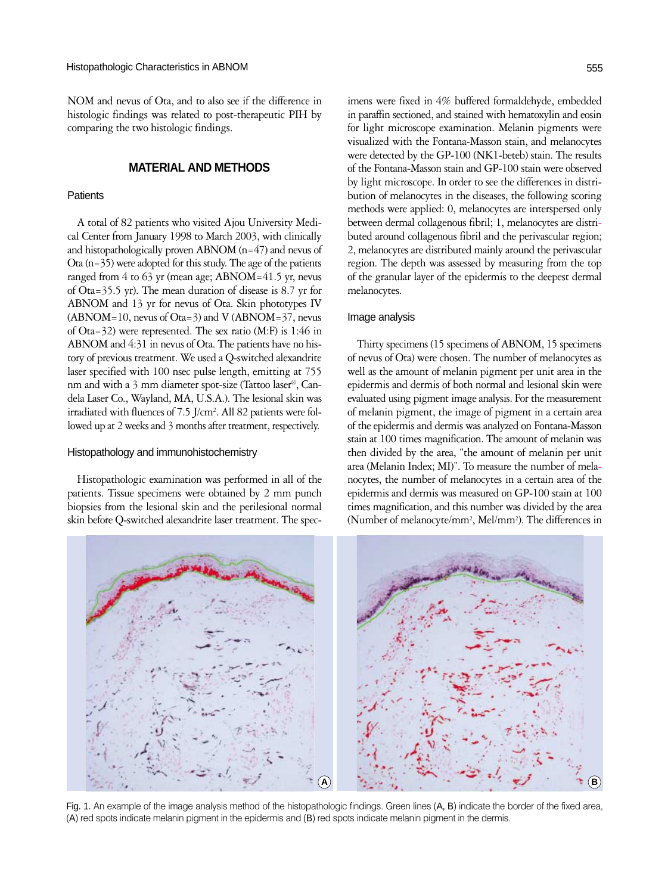NOM and nevus of Ota, and to also see if the difference in histologic findings was related to post-therapeutic PIH by comparing the two histologic findings.

## MATERIAL AND METHODS

### Patients

A total of 82 patients who visited Ajou University Medical Center from January 1998 to March 2003, with clinically and histopathologically proven ABNOM (n=47) and nevus of Ota (n=35) were adopted for this study. The age of the patients ranged from 4 to 63 yr (mean age; ABNOM=41.5 yr, nevus of Ota=35.5 yr). The mean duration of disease is 8.7 yr for ABNOM and 13 yr for nevus of Ota. Skin phototypes IV (ABNOM=10, nevus of Ota=3) and V (ABNOM=37, nevus of Ota=32) were represented. The sex ratio (M:F) is 1:46 in ABNOM and 4:31 in nevus of Ota. The patients have no history of previous treatment. We used a Q-switched alexandrite laser specified with 100 nsec pulse length, emitting at 755 nm and with a 3 mm diameter spot-size (Tattoo laser®, Candela Laser Co., Wayland, MA, U.S.A.). The lesional skin was irradiated with fluences of 7.5 J/cm$^2$. All 82 patients were followed up at 2 weeks and 3 months after treatment, respectively.

### Histopathology and immunohistochemistry

Histopathologic examination was performed in all of the patients. Tissue specimens were obtained by 2 mm punch biopsies from the lesional skin and the perilesional normal skin before Q-switched alexandrite laser treatment. The specimens were fixed in 4% buffered formaldehyde, embedded in paraffin sectioned, and stained with hematoxylin and eosin for light microscope examination. Melanin pigments were visualized with the Fontana-Masson stain, and melanocytes were detected by the GP-100 (NK1-beteb) stain. The results of the Fontana-Masson stain and GP-100 stain were observed by light microscope. In order to see the differences in distribution of melanocytes in the diseases, the following scoring methods were applied: 0, melanocytes are interspersed only between dermal collagenous fibril; 1, melanocytes are distributed around collagenous fibril and the perivascular region; 2, melanocytes are distributed mainly around the perivascular region. The depth was assessed by measuring from the top of the granular layer of the epidermis to the deepest dermal melanocytes.

### Image analysis

Thirty specimens (15 specimens of ABNOM, 15 specimens of nevus of Ota) were chosen. The number of melanocytes as well as the amount of melanin pigment per unit area in the epidermis and dermis of both normal and lesional skin were evaluated using pigment image analysis. For the measurement of melanin pigment, the image of pigment in a certain area of the epidermis and dermis was analyzed on Fontana-Masson stain at 100 times magnification. The amount of melanin was then divided by the area, "the amount of melanin per unit area (Melanin Index; MI)". To measure the number of melanocytes, the number of melanocytes in a certain area of the epidermis and dermis was measured on GP-100 stain at 100 times magnification, and this number was divided by the area (Number of melanocyte/mm$^2$, Mel/mm$^2$). The differences in

Fig. 1. An example of the image analysis method of the histopathologic findings. Green lines (A, B) indicate the border of the fixed area, (A) red spots indicate melanin pigment in the epidermis and (B) red spots indicate melanin pigment in the dermis.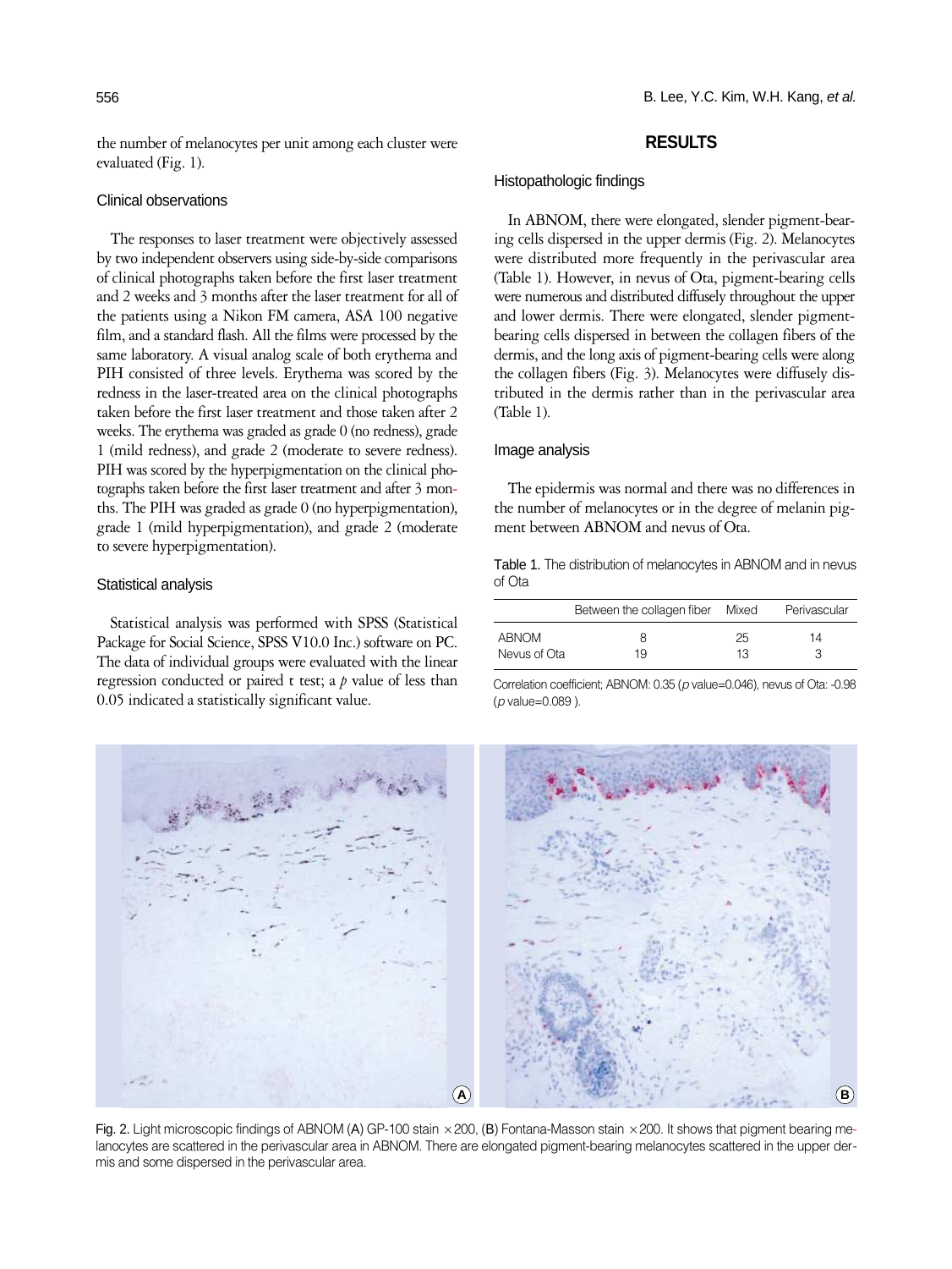the number of melanocytes per unit among each cluster were evaluated (Fig. 1).

### Clinical observations

The responses to laser treatment were objectively assessed by two independent observers using side-by-side comparisons of clinical photographs taken before the first laser treatment and 2 weeks and 3 months after the laser treatment for all of the patients using a Nikon FM camera, ASA 100 negative film, and a standard flash. All the films were processed by the same laboratory. A visual analog scale of both erythema and PIH consisted of three levels. Erythema was scored by the redness in the laser-treated area on the clinical photographs taken before the first laser treatment and those taken after 2 weeks. The erythema was graded as grade 0 (no redness), grade 1 (mild redness), and grade 2 (moderate to severe redness). PIH was scored by the hyperpigmentation on the clinical photographs taken before the first laser treatment and after 3 months. The PIH was graded as grade 0 (no hyperpigmentation), grade 1 (mild hyperpigmentation), and grade 2 (moderate to severe hyperpigmentation).

### Statistical analysis

Statistical analysis was performed with SPSS (Statistical Package for Social Science, SPSS V10.0 Inc.) software on PC. The data of individual groups were evaluated with the linear regression conducted or paired t test; a *p* value of less than 0.05 indicated a statistically significant value.

## RESULTS

### Histopathologic findings

In ABNOM, there were elongated, slender pigment-bearing cells dispersed in the upper dermis (Fig. 2). Melanocytes were distributed more frequently in the perivascular area (Table 1). However, in nevus of Ota, pigment-bearing cells were numerous and distributed diffusely throughout the upper and lower dermis. There were elongated, slender pigment-bearing cells dispersed in between the collagen fibers of the dermis, and the long axis of pigment-bearing cells were along the collagen fibers (Fig. 3). Melanocytes were diffusely distributed in the dermis rather than in the perivascular area (Table 1).

### Image analysis

The epidermis was normal and there was no differences in the number of melanocytes or in the degree of melanin pigment between ABNOM and nevus of Ota.

Table 1. The distribution of melanocytes in ABNOM and in nevus of Ota

| | Between the collagen fiber | Mixed | Perivascular |
|---|---|---|---|
| ABNOM | 8 | 25 | 14 |
| Nevus of Ota | 19 | 13 | 3 |

Correlation coefficient; ABNOM: 0.35 (*p* value=0.046), nevus of Ota: -0.98 (*p* value=0.089 ).

Fig. 2. Light microscopic findings of ABNOM (A) GP-100 stain ×200, (B) Fontana-Masson stain ×200. It shows that pigment bearing melanocytes are scattered in the perivascular area in ABNOM. There are elongated pigment-bearing melanocytes scattered in the upper dermis and some dispersed in the perivascular area.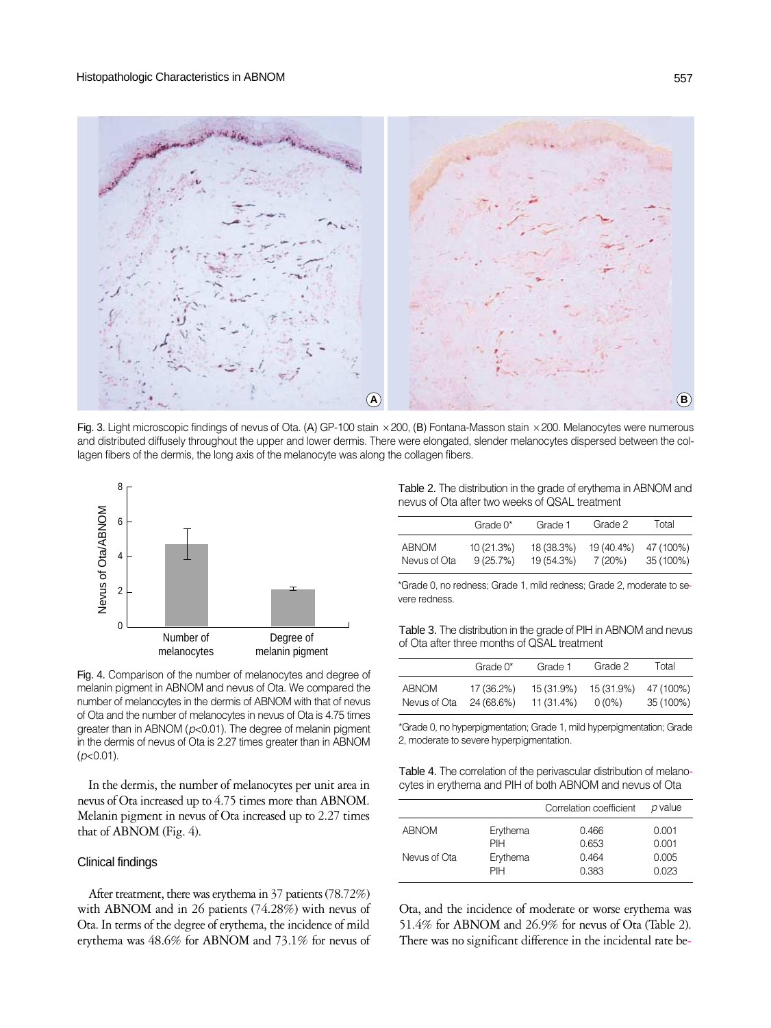Fig. 3. Light microscopic findings of nevus of Ota. (A) GP-100 stain ×200, (B) Fontana-Masson stain ×200. Melanocytes were numerous and distributed diffusely throughout the upper and lower dermis. There were elongated, slender melanocytes dispersed between the collagen fibers of the dermis, the long axis of the melanocyte was along the collagen fibers.

Fig. 4. Comparison of the number of melanocytes and degree of melanin pigment in ABNOM and nevus of Ota. We compared the number of melanocytes in the dermis of ABNOM with that of nevus of Ota and the number of melanocytes in nevus of Ota is 4.75 times greater than in ABNOM ($p<0.01$). The degree of melanin pigment in the dermis of nevus of Ota is 2.27 times greater than in ABNOM ($p<0.01$).

In the dermis, the number of melanocytes per unit area in nevus of Ota increased up to 4.75 times more than ABNOM. Melanin pigment in nevus of Ota increased up to 2.27 times that of ABNOM (Fig. 4).

### Clinical findings

After treatment, there was erythema in 37 patients (78.72%) with ABNOM and in 26 patients (74.28%) with nevus of Ota. In terms of the degree of erythema, the incidence of mild erythema was 48.6% for ABNOM and 73.1% for nevus of Ota, and the incidence of moderate or worse erythema was 51.4% for ABNOM and 26.9% for nevus of Ota (Table 2). There was no significant difference in the incidental rate be-

Table 2. The distribution in the grade of erythema in ABNOM and nevus of Ota after two weeks of QSAL treatment

| | Grade 0* | Grade 1 | Grade 2 | Total |
|---|---|---|---|---|
| ABNOM | 10 (21.3%) | 18 (38.3%) | 19 (40.4%) | 47 (100%) |
| Nevus of Ota | 9 (25.7%) | 19 (54.3%) | 7 (20%) | 35 (100%) |

*Grade 0, no redness; Grade 1, mild redness; Grade 2, moderate to severe redness.

Table 3. The distribution in the grade of PIH in ABNOM and nevus of Ota after three months of QSAL treatment

| | Grade 0* | Grade 1 | Grade 2 | Total |
|---|---|---|---|---|
| ABNOM | 17 (36.2%) | 15 (31.9%) | 15 (31.9%) | 47 (100%) |
| Nevus of Ota | 24 (68.6%) | 11 (31.4%) | 0 (0%) | 35 (100%) |

*Grade 0, no hyperpigmentation; Grade 1, mild hyperpigmentation; Grade 2, moderate to severe hyperpigmentation.

Table 4. The correlation of the perivascular distribution of melanocytes in erythema and PIH of both ABNOM and nevus of Ota

| | | Correlation coefficient | *p* value |
|---|---|---|---|
| ABNOM | Erythema | 0.466 | 0.001 |
| | PIH | 0.653 | 0.001 |
| Nevus of Ota | Erythema | 0.464 | 0.005 |
| | PIH | 0.383 | 0.023 |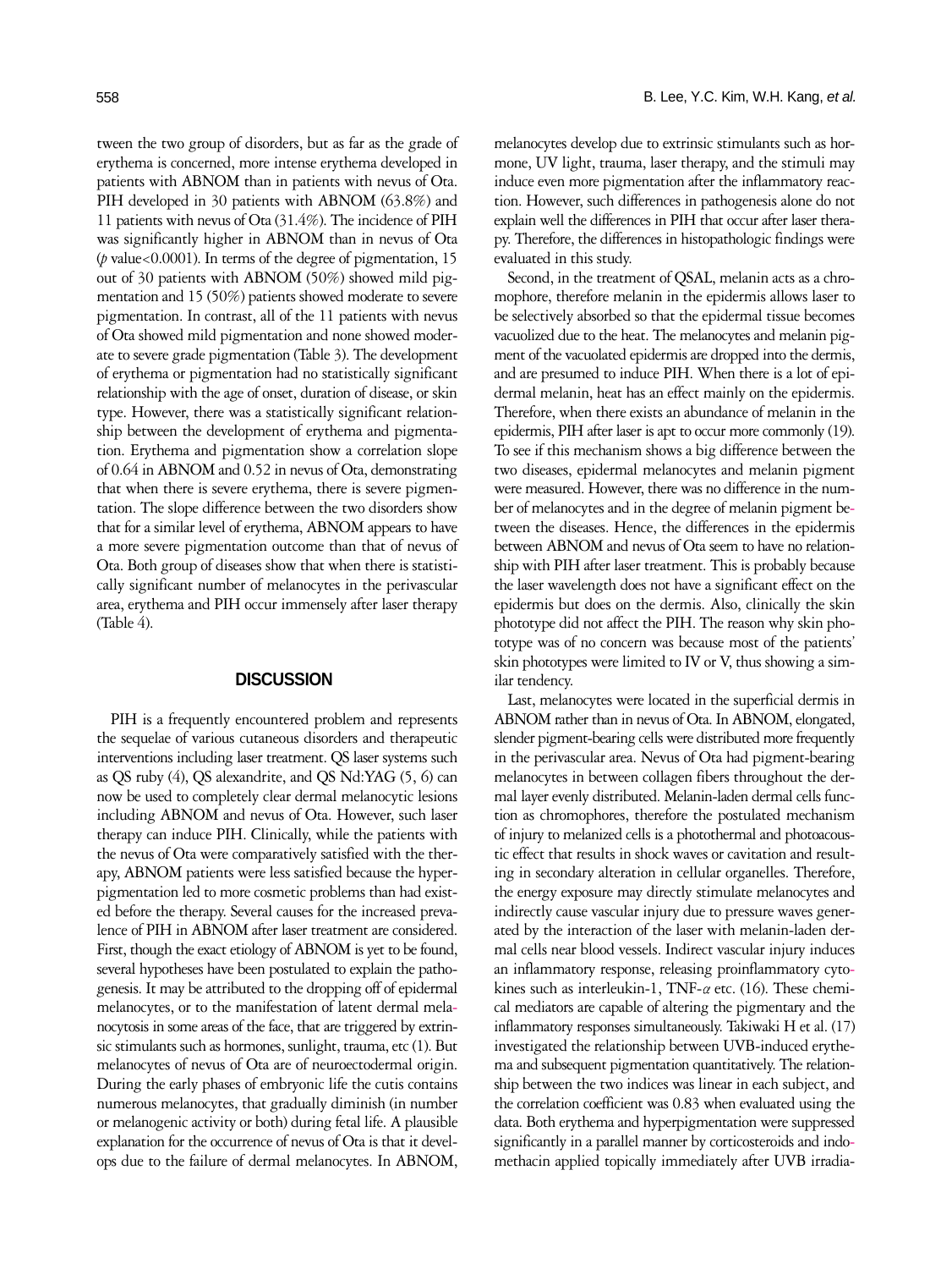tween the two group of disorders, but as far as the grade of erythema is concerned, more intense erythema developed in patients with ABNOM than in patients with nevus of Ota. PIH developed in 30 patients with ABNOM (63.8%) and 11 patients with nevus of Ota (31.4%). The incidence of PIH was significantly higher in ABNOM than in nevus of Ota ($p$ value<0.0001). In terms of the degree of pigmentation, 15 out of 30 patients with ABNOM (50%) showed mild pigmentation and 15 (50%) patients showed moderate to severe pigmentation. In contrast, all of the 11 patients with nevus of Ota showed mild pigmentation and none showed moderate to severe grade pigmentation (Table 3). The development of erythema or pigmentation had no statistically significant relationship with the age of onset, duration of disease, or skin type. However, there was a statistically significant relationship between the development of erythema and pigmentation. Erythema and pigmentation show a correlation slope of 0.64 in ABNOM and 0.52 in nevus of Ota, demonstrating that when there is severe erythema, there is severe pigmentation. The slope difference between the two disorders show that for a similar level of erythema, ABNOM appears to have a more severe pigmentation outcome than that of nevus of Ota. Both group of diseases show that when there is statistically significant number of melanocytes in the perivascular area, erythema and PIH occur immensely after laser therapy (Table 4).

## DISCUSSION

PIH is a frequently encountered problem and represents the sequelae of various cutaneous disorders and therapeutic interventions including laser treatment. QS laser systems such as QS ruby (4), QS alexandrite, and QS Nd:YAG (5, 6) can now be used to completely clear dermal melanocytic lesions including ABNOM and nevus of Ota. However, such laser therapy can induce PIH. Clinically, while the patients with the nevus of Ota were comparatively satisfied with the therapy, ABNOM patients were less satisfied because the hyperpigmentation led to more cosmetic problems than had existed before the therapy. Several causes for the increased prevalence of PIH in ABNOM after laser treatment are considered. First, though the exact etiology of ABNOM is yet to be found, several hypotheses have been postulated to explain the pathogenesis. It may be attributed to the dropping off of epidermal melanocytes, or to the manifestation of latent dermal melanocytosis in some areas of the face, that are triggered by extrinsic stimulants such as hormones, sunlight, trauma, etc (1). But melanocytes of nevus of Ota are of neuroectodermal origin. During the early phases of embryonic life the cutis contains numerous melanocytes, that gradually diminish (in number or melanogenic activity or both) during fetal life. A plausible explanation for the occurrence of nevus of Ota is that it develops due to the failure of dermal melanocytes. In ABNOM, melanocytes develop due to extrinsic stimulants such as hormone, UV light, trauma, laser therapy, and the stimuli may induce even more pigmentation after the inflammatory reaction. However, such differences in pathogenesis alone do not explain well the differences in PIH that occur after laser therapy. Therefore, the differences in histopathologic findings were evaluated in this study.

Second, in the treatment of QSAL, melanin acts as a chromophore, therefore melanin in the epidermis allows laser to be selectively absorbed so that the epidermal tissue becomes vacuolized due to the heat. The melanocytes and melanin pigment of the vacuolated epidermis are dropped into the dermis, and are presumed to induce PIH. When there is a lot of epidermal melanin, heat has an effect mainly on the epidermis. Therefore, when there exists an abundance of melanin in the epidermis, PIH after laser is apt to occur more commonly (19). To see if this mechanism shows a big difference between the two diseases, epidermal melanocytes and melanin pigment were measured. However, there was no difference in the number of melanocytes and in the degree of melanin pigment between the diseases. Hence, the differences in the epidermis between ABNOM and nevus of Ota seem to have no relationship with PIH after laser treatment. This is probably because the laser wavelength does not have a significant effect on the epidermis but does on the dermis. Also, clinically the skin phototype did not affect the PIH. The reason why skin phototype was of no concern was because most of the patients' skin phototypes were limited to IV or V, thus showing a similar tendency.

Last, melanocytes were located in the superficial dermis in ABNOM rather than in nevus of Ota. In ABNOM, elongated, slender pigment-bearing cells were distributed more frequently in the perivascular area. Nevus of Ota had pigment-bearing melanocytes in between collagen fibers throughout the dermal layer evenly distributed. Melanin-laden dermal cells function as chromophores, therefore the postulated mechanism of injury to melanized cells is a photothermal and photoacoustic effect that results in shock waves or cavitation and resulting in secondary alteration in cellular organelles. Therefore, the energy exposure may directly stimulate melanocytes and indirectly cause vascular injury due to pressure waves generated by the interaction of the laser with melanin-laden dermal cells near blood vessels. Indirect vascular injury induces an inflammatory response, releasing proinflammatory cytokines such as interleukin-1, TNF-$\alpha$ etc. (16). These chemical mediators are capable of altering the pigmentary and the inflammatory responses simultaneously. Takiwaki H et al. (17) investigated the relationship between UVB-induced erythema and subsequent pigmentation quantitatively. The relationship between the two indices was linear in each subject, and the correlation coefficient was 0.83 when evaluated using the data. Both erythema and hyperpigmentation were suppressed significantly in a parallel manner by corticosteroids and indomethacin applied topically immediately after UVB irradia-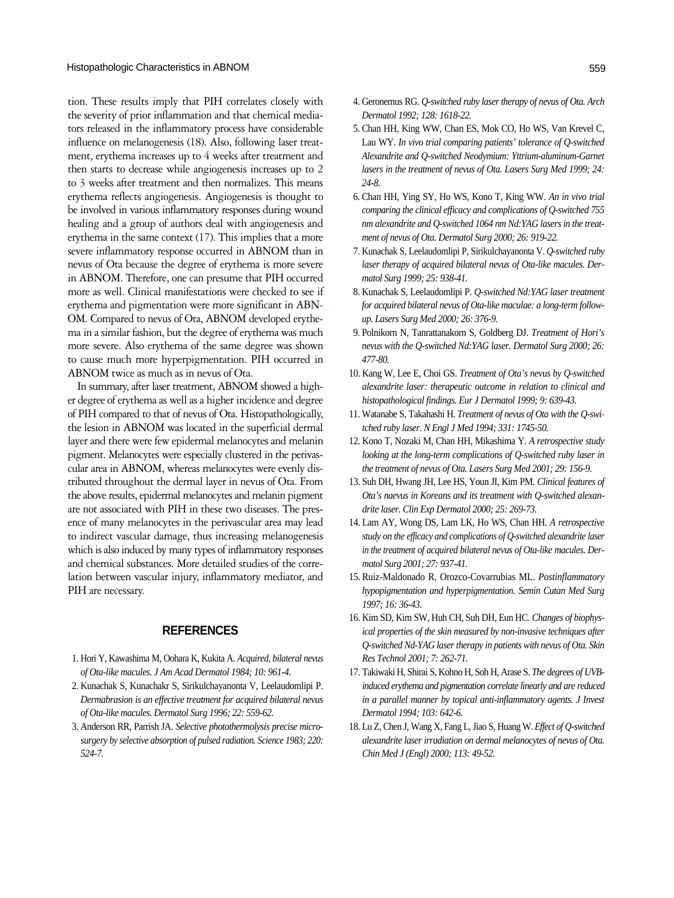tion. These results imply that PIH correlates closely with the severity of prior inflammation and that chemical mediators released in the inflammatory process have considerable influence on melanogenesis (18). Also, following laser treatment, erythema increases up to 4 weeks after treatment and then starts to decrease while angiogenesis increases up to 2 to 3 weeks after treatment and then normalizes. This means erythema reflects angiogenesis. Angiogenesis is thought to be involved in various inflammatory responses during wound healing and a group of authors deal with angiogenesis and erythema in the same context (17). This implies that a more severe inflammatory response occurred in ABNOM than in nevus of Ota because the degree of erythema is more severe in ABNOM. Therefore, one can presume that PIH occurred more as well. Clinical manifestations were checked to see if erythema and pigmentation were more significant in ABNOM. Compared to nevus of Ota, ABNOM developed erythema in a similar fashion, but the degree of erythema was much more severe. Also erythema of the same degree was shown to cause much more hyperpigmentation. PIH occurred in ABNOM twice as much as in nevus of Ota.

In summary, after laser treatment, ABNOM showed a higher degree of erythema as well as a higher incidence and degree of PIH compared to that of nevus of Ota. Histopathologically, the lesion in ABNOM was located in the superficial dermal layer and there were few epidermal melanocytes and melanin pigment. Melanocytes were especially clustered in the perivascular area in ABNOM, whereas melanocytes were evenly distributed throughout the dermal layer in nevus of Ota. From the above results, epidermal melanocytes and melanin pigment are not associated with PIH in these two diseases. The presence of many melanocytes in the perivascular area may lead to indirect vascular damage, thus increasing melanogenesis which is also induced by many types of inflammatory responses and chemical substances. More detailed studies of the correlation between vascular injury, inflammatory mediator, and PIH are necessary.

## REFERENCES

1. Hori Y, Kawashima M, Oohara K, Kukita A. *Acquired, bilateral nevus of Ota-like macules. J Am Acad Dermatol 1984; 10: 961-4.*
2. Kunachak S, Kunachakr S, Sirikulchayanonta V, Leelaudomlipi P. *Dermabrasion is an effective treatment for acquired bilateral nevus of Ota-like macules. Dermatol Surg 1996; 22: 559-62.*
3. Anderson RR, Parrish JA. *Selective photothermolysis precise microsurgery by selective absorption of pulsed radiation. Science 1983; 220: 524-7.*
4. Geronemus RG. *Q-switched ruby laser therapy of nevus of Ota. Arch Dermatol 1992; 128: 1618-22.*
5. Chan HH, King WW, Chan ES, Mok CO, Ho WS, Van Krevel C, Lau WY. *In vivo trial comparing patients' tolerance of Q-switched Alexandrite and Q-switched Neodymium: Yttrium-aluminum-Garnet lasers in the treatment of nevus of Ota. Lasers Surg Med 1999; 24: 24-8.*
6. Chan HH, Ying SY, Ho WS, Kono T, King WW. *An in vivo trial comparing the clinical efficacy and complications of Q-switched 755 nm alexandrite and Q-switched 1064 nm Nd:YAG lasers in the treatment of nevus of Ota. Dermatol Surg 2000; 26: 919-22.*
7. Kunachak S, Leelaudomlipi P, Sirikulchayanonta V. *Q-switched ruby laser therapy of acquired bilateral nevus of Ota-like macules. Dermatol Surg 1999; 25: 938-41.*
8. Kunachak S, Leelaudomlipi P. *Q-switched Nd:YAG laser treatment for acquired bilateral nevus of Ota-like maculae: a long-term follow-up. Lasers Surg Med 2000; 26: 376-9.*
9. Polnikorn N, Tanrattanakorn S, Goldberg DJ. *Treatment of Hori's nevus with the Q-switched Nd:YAG laser. Dermatol Surg 2000; 26: 477-80.*
10. Kang W, Lee E, Choi GS. *Treatment of Ota's nevus by Q-switched alexandrite laser: therapeutic outcome in relation to clinical and histopathological findings. Eur J Dermatol 1999; 9: 639-43.*
11. Watanabe S, Takahashi H. *Treatment of nevus of Ota with the Q-switched ruby laser. N Engl J Med 1994; 331: 1745-50.*
12. Kono T, Nozaki M, Chan HH, Mikashima Y. *A retrospective study looking at the long-term complications of Q-switched ruby laser in the treatment of nevus of Ota. Lasers Surg Med 2001; 29: 156-9.*
13. Suh DH, Hwang JH, Lee HS, Youn JI, Kim PM. *Clinical features of Ota's naevus in Koreans and its treatment with Q-switched alexandrite laser. Clin Exp Dermatol 2000; 25: 269-73.*
14. Lam AY, Wong DS, Lam LK, Ho WS, Chan HH. *A retrospective study on the efficacy and complications of Q-switched alexandrite laser in the treatment of acquired bilateral nevus of Ota-like macules. Dermatol Surg 2001; 27: 937-41.*
15. Ruiz-Maldonado R, Orozco-Covarrubias ML. *Postinflammatory hypopigmentation and hyperpigmentation. Semin Cutan Med Surg 1997; 16: 36-43.*
16. Kim SD, Kim SW, Huh CH, Suh DH, Eun HC. *Changes of biophysical properties of the skin measured by non-invasive techniques after Q-switched Nd-YAG laser therapy in patients with nevus of Ota. Skin Res Technol 2001; 7: 262-71.*
17. Takiwaki H, Shirai S, Kohno H, Soh H, Arase S. *The degrees of UVB-induced erythema and pigmentation correlate linearly and are reduced in a parallel manner by topical anti-inflammatory agents. J Invest Dermatol 1994; 103: 642-6.*
18. Lu Z, Chen J, Wang X, Fang L, Jiao S, Huang W. *Effect of Q-switched alexandrite laser irradiation on dermal melanocytes of nevus of Ota. Chin Med J (Engl) 2000; 113: 49-52.*